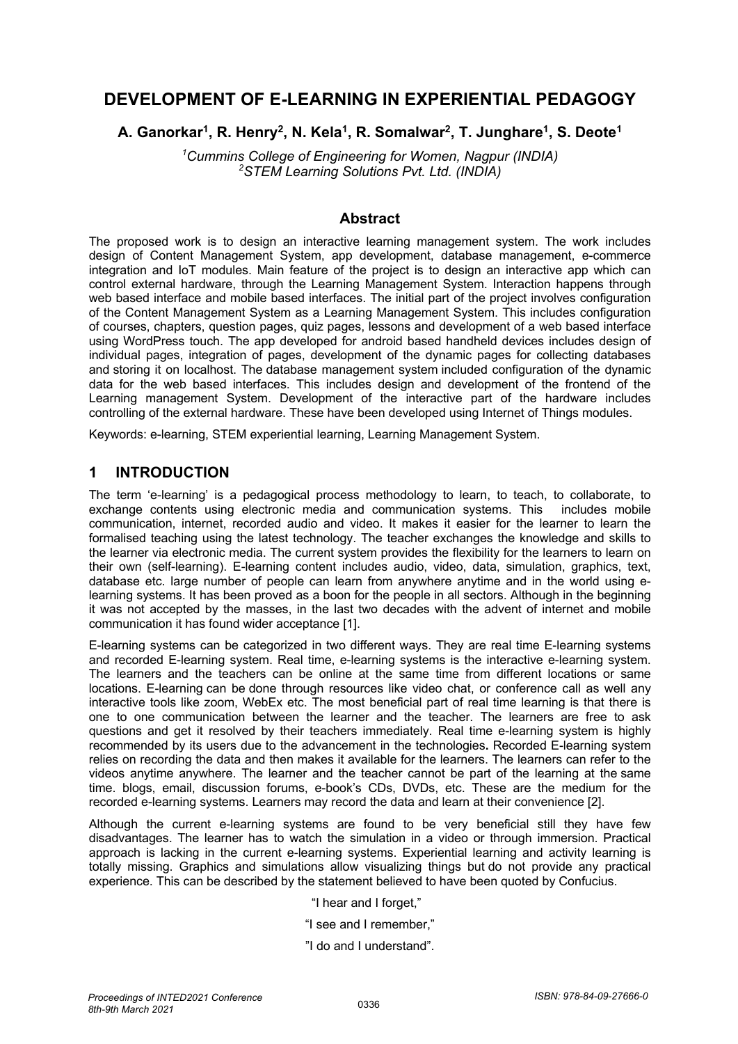# DEVELOPMENT OF E-LEARNING IN EXPERIENTIAL PEDAGOGY

**A. Ganorkar[1], R. Henry[2], N. Kela[1], R. Somalwar[2], T. Junghare[1], S. Deote[1]**

*[1]Cummins College of Engineering for Women, Nagpur (INDIA)*
*[2]STEM Learning Solutions Pvt. Ltd. (INDIA)*

## Abstract

The proposed work is to design an interactive learning management system. The work includes design of Content Management System, app development, database management, e-commerce integration and IoT modules. Main feature of the project is to design an interactive app which can control external hardware, through the Learning Management System. Interaction happens through web based interface and mobile based interfaces. The initial part of the project involves configuration of the Content Management System as a Learning Management System. This includes configuration of courses, chapters, question pages, quiz pages, lessons and development of a web based interface using WordPress touch. The app developed for android based handheld devices includes design of individual pages, integration of pages, development of the dynamic pages for collecting databases and storing it on localhost. The database management system included configuration of the dynamic data for the web based interfaces. This includes design and development of the frontend of the Learning management System. Development of the interactive part of the hardware includes controlling of the external hardware. These have been developed using Internet of Things modules.

Keywords: e-learning, STEM experiential learning, Learning Management System.

## 1 INTRODUCTION

The term 'e-learning' is a pedagogical process methodology to learn, to teach, to collaborate, to exchange contents using electronic media and communication systems. This includes mobile communication, internet, recorded audio and video. It makes it easier for the learner to learn the formalised teaching using the latest technology. The teacher exchanges the knowledge and skills to the learner via electronic media. The current system provides the flexibility for the learners to learn on their own (self-learning). E-learning content includes audio, video, data, simulation, graphics, text, database etc. large number of people can learn from anywhere anytime and in the world using e-learning systems. It has been proved as a boon for the people in all sectors. Although in the beginning it was not accepted by the masses, in the last two decades with the advent of internet and mobile communication it has found wider acceptance [1].

E-learning systems can be categorized in two different ways. They are real time E-learning systems and recorded E-learning system. Real time, e-learning systems is the interactive e-learning system. The learners and the teachers can be online at the same time from different locations or same locations. E-learning can be done through resources like video chat, or conference call as well any interactive tools like zoom, WebEx etc. The most beneficial part of real time learning is that there is one to one communication between the learner and the teacher. The learners are free to ask questions and get it resolved by their teachers immediately. Real time e-learning system is highly recommended by its users due to the advancement in the technologies**.** Recorded E-learning system relies on recording the data and then makes it available for the learners. The learners can refer to the videos anytime anywhere. The learner and the teacher cannot be part of the learning at the same time. blogs, email, discussion forums, e-book's CDs, DVDs, etc. These are the medium for the recorded e-learning systems. Learners may record the data and learn at their convenience [2].

Although the current e-learning systems are found to be very beneficial still they have few disadvantages. The learner has to watch the simulation in a video or through immersion. Practical approach is lacking in the current e-learning systems. Experiential learning and activity learning is totally missing. Graphics and simulations allow visualizing things but do not provide any practical experience. This can be described by the statement believed to have been quoted by Confucius.

"I hear and I forget,"

"I see and I remember,"

"I do and I understand".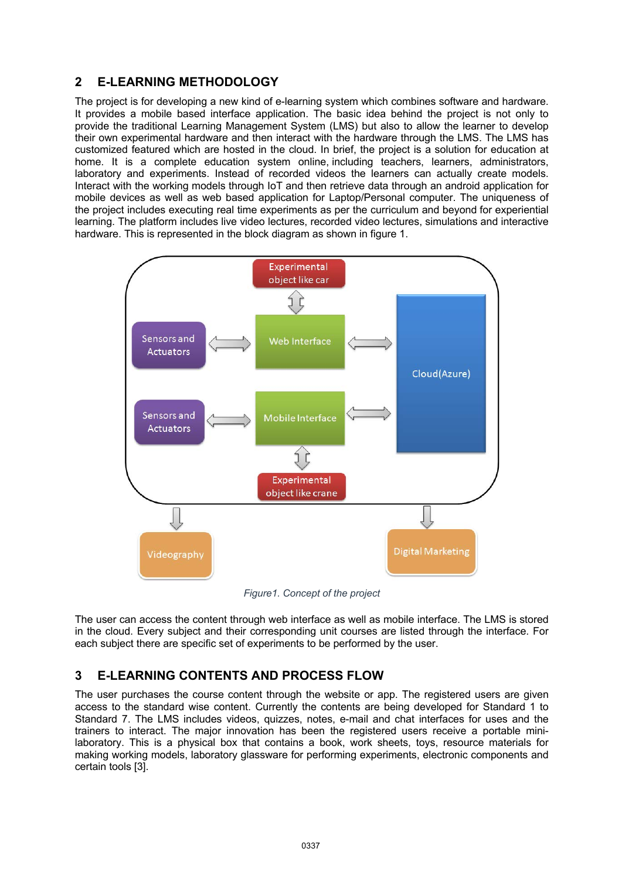## 2 E-LEARNING METHODOLOGY

The project is for developing a new kind of e-learning system which combines software and hardware. It provides a mobile based interface application. The basic idea behind the project is not only to provide the traditional Learning Management System (LMS) but also to allow the learner to develop their own experimental hardware and then interact with the hardware through the LMS. The LMS has customized featured which are hosted in the cloud. In brief, the project is a solution for education at home. It is a complete education system online, including teachers, learners, administrators, laboratory and experiments. Instead of recorded videos the learners can actually create models. Interact with the working models through IoT and then retrieve data through an android application for mobile devices as well as web based application for Laptop/Personal computer. The uniqueness of the project includes executing real time experiments as per the curriculum and beyond for experiential learning. The platform includes live video lectures, recorded video lectures, simulations and interactive hardware. This is represented in the block diagram as shown in figure 1.

*Figure1. Concept of the project*

The user can access the content through web interface as well as mobile interface. The LMS is stored in the cloud. Every subject and their corresponding unit courses are listed through the interface. For each subject there are specific set of experiments to be performed by the user.

## 3 E-LEARNING CONTENTS AND PROCESS FLOW

The user purchases the course content through the website or app. The registered users are given access to the standard wise content. Currently the contents are being developed for Standard 1 to Standard 7. The LMS includes videos, quizzes, notes, e-mail and chat interfaces for uses and the trainers to interact. The major innovation has been the registered users receive a portable mini-laboratory. This is a physical box that contains a book, work sheets, toys, resource materials for making working models, laboratory glassware for performing experiments, electronic components and certain tools [3].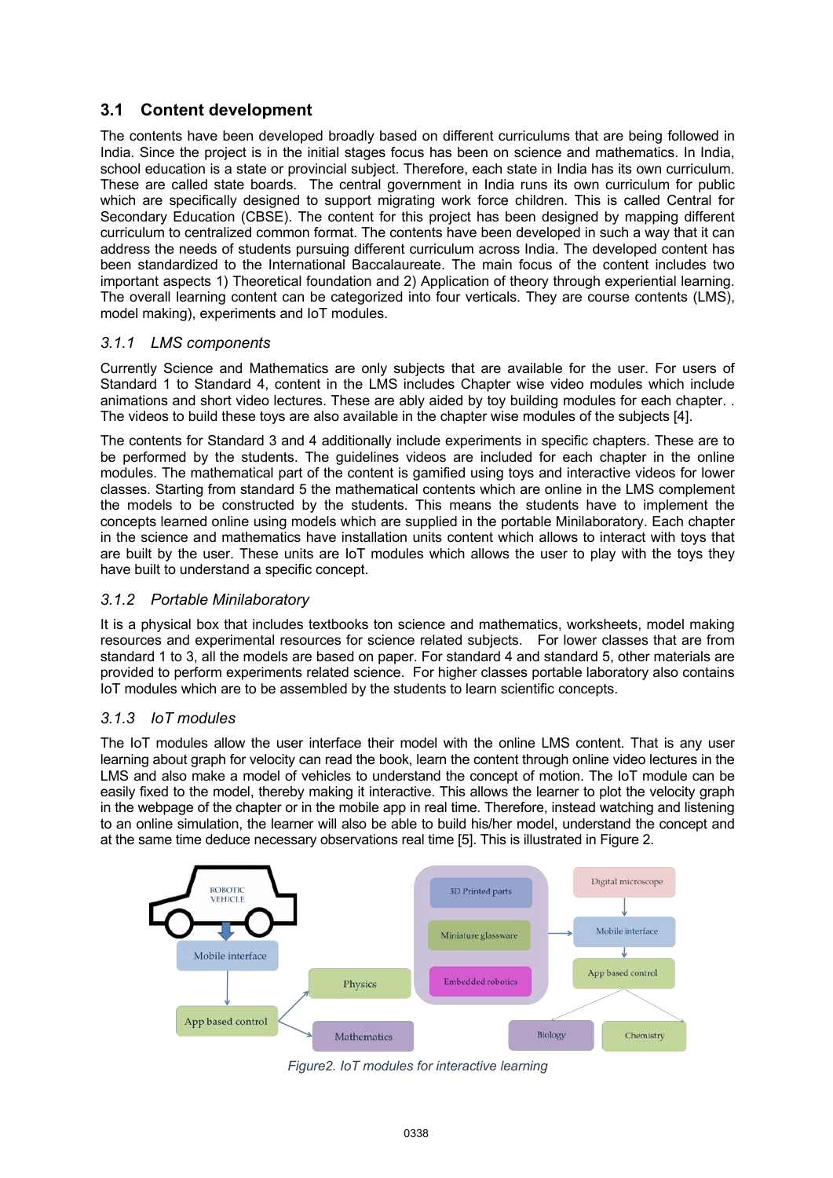## 3.1 Content development

The contents have been developed broadly based on different curriculums that are being followed in India. Since the project is in the initial stages focus has been on science and mathematics. In India, school education is a state or provincial subject. Therefore, each state in India has its own curriculum. These are called state boards. The central government in India runs its own curriculum for public which are specifically designed to support migrating work force children. This is called Central for Secondary Education (CBSE). The content for this project has been designed by mapping different curriculum to centralized common format. The contents have been developed in such a way that it can address the needs of students pursuing different curriculum across India. The developed content has been standardized to the International Baccalaureate. The main focus of the content includes two important aspects 1) Theoretical foundation and 2) Application of theory through experiential learning. The overall learning content can be categorized into four verticals. They are course contents (LMS), model making), experiments and IoT modules.

### *3.1.1 LMS components*

Currently Science and Mathematics are only subjects that are available for the user. For users of Standard 1 to Standard 4, content in the LMS includes Chapter wise video modules which include animations and short video lectures. These are ably aided by toy building modules for each chapter. . The videos to build these toys are also available in the chapter wise modules of the subjects [4].

The contents for Standard 3 and 4 additionally include experiments in specific chapters. These are to be performed by the students. The guidelines videos are included for each chapter in the online modules. The mathematical part of the content is gamified using toys and interactive videos for lower classes. Starting from standard 5 the mathematical contents which are online in the LMS complement the models to be constructed by the students. This means the students have to implement the concepts learned online using models which are supplied in the portable Minilaboratory. Each chapter in the science and mathematics have installation units content which allows to interact with toys that are built by the user. These units are IoT modules which allows the user to play with the toys they have built to understand a specific concept.

### *3.1.2 Portable Minilaboratory*

It is a physical box that includes textbooks ton science and mathematics, worksheets, model making resources and experimental resources for science related subjects. For lower classes that are from standard 1 to 3, all the models are based on paper. For standard 4 and standard 5, other materials are provided to perform experiments related science. For higher classes portable laboratory also contains IoT modules which are to be assembled by the students to learn scientific concepts.

### *3.1.3 IoT modules*

The IoT modules allow the user interface their model with the online LMS content. That is any user learning about graph for velocity can read the book, learn the content through online video lectures in the LMS and also make a model of vehicles to understand the concept of motion. The IoT module can be easily fixed to the model, thereby making it interactive. This allows the learner to plot the velocity graph in the webpage of the chapter or in the mobile app in real time. Therefore, instead watching and listening to an online simulation, the learner will also be able to build his/her model, understand the concept and at the same time deduce necessary observations real time [5]. This is illustrated in Figure 2.

*Figure2. IoT modules for interactive learning*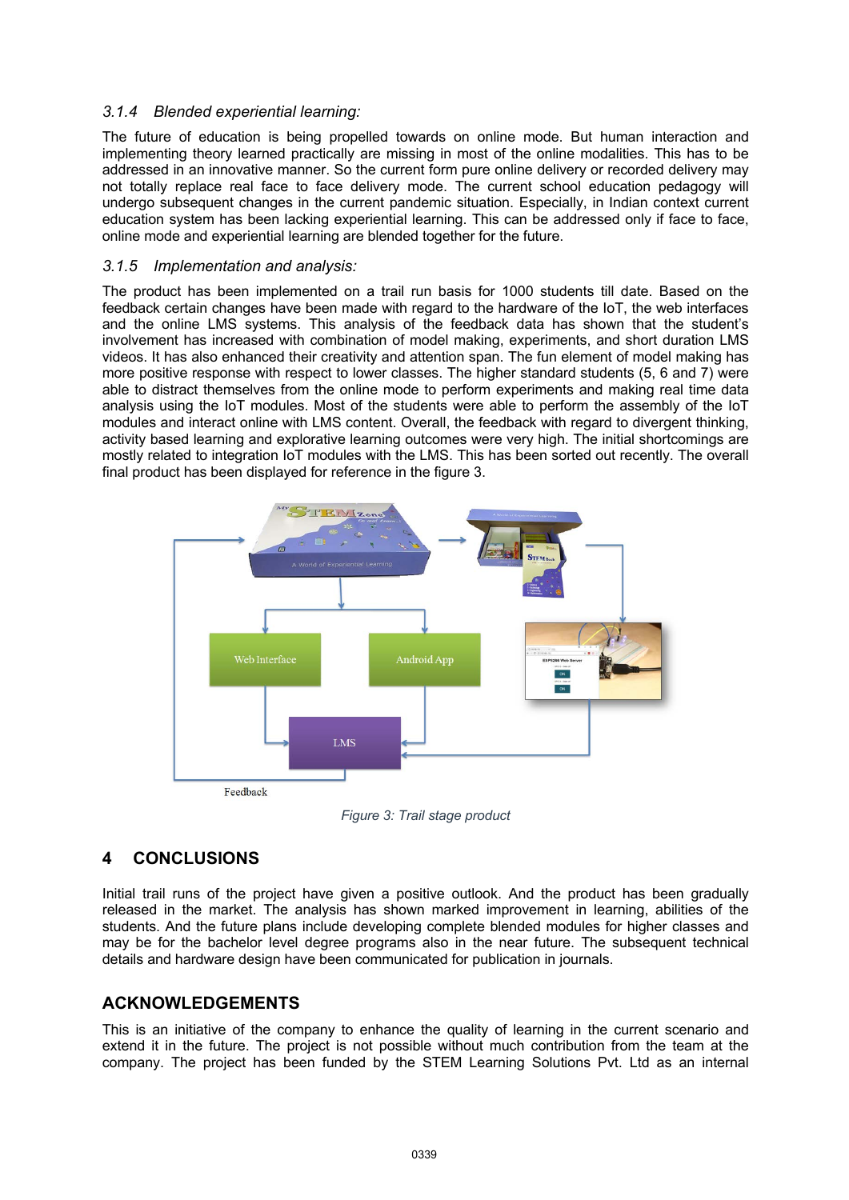### 3.1.4 *Blended experiential learning:*

The future of education is being propelled towards on online mode. But human interaction and implementing theory learned practically are missing in most of the online modalities. This has to be addressed in an innovative manner. So the current form pure online delivery or recorded delivery may not totally replace real face to face delivery mode. The current school education pedagogy will undergo subsequent changes in the current pandemic situation. Especially, in Indian context current education system has been lacking experiential learning. This can be addressed only if face to face, online mode and experiential learning are blended together for the future.

### 3.1.5 *Implementation and analysis:*

The product has been implemented on a trail run basis for 1000 students till date. Based on the feedback certain changes have been made with regard to the hardware of the IoT, the web interfaces and the online LMS systems. This analysis of the feedback data has shown that the student's involvement has increased with combination of model making, experiments, and short duration LMS videos. It has also enhanced their creativity and attention span. The fun element of model making has more positive response with respect to lower classes. The higher standard students (5, 6 and 7) were able to distract themselves from the online mode to perform experiments and making real time data analysis using the IoT modules. Most of the students were able to perform the assembly of the IoT modules and interact online with LMS content. Overall, the feedback with regard to divergent thinking, activity based learning and explorative learning outcomes were very high. The initial shortcomings are mostly related to integration IoT modules with the LMS. This has been sorted out recently. The overall final product has been displayed for reference in the figure 3.

*Figure 3: Trail stage product*

## 4 CONCLUSIONS

Initial trail runs of the project have given a positive outlook. And the product has been gradually released in the market. The analysis has shown marked improvement in learning, abilities of the students. And the future plans include developing complete blended modules for higher classes and may be for the bachelor level degree programs also in the near future. The subsequent technical details and hardware design have been communicated for publication in journals.

## ACKNOWLEDGEMENTS

This is an initiative of the company to enhance the quality of learning in the current scenario and extend it in the future. The project is not possible without much contribution from the team at the company. The project has been funded by the STEM Learning Solutions Pvt. Ltd as an internal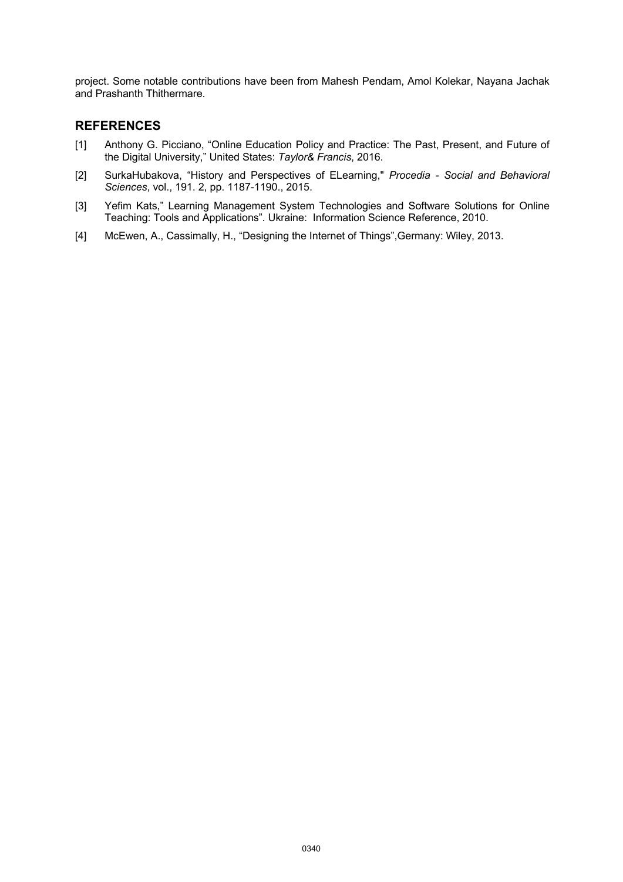project. Some notable contributions have been from Mahesh Pendam, Amol Kolekar, Nayana Jachak and Prashanth Thithermare.

## REFERENCES

[1] Anthony G. Picciano, “Online Education Policy and Practice: The Past, Present, and Future of the Digital University,” United States: *Taylor& Francis*, 2016.

[2] SurkaHubakova, “History and Perspectives of ELearning," *Procedia - Social and Behavioral Sciences*, vol., 191. 2, pp. 1187-1190., 2015.

[3] Yefim Kats,” Learning Management System Technologies and Software Solutions for Online Teaching: Tools and Applications”. Ukraine: Information Science Reference, 2010.

[4] McEwen, A., Cassimally, H., “Designing the Internet of Things”,Germany: Wiley, 2013.